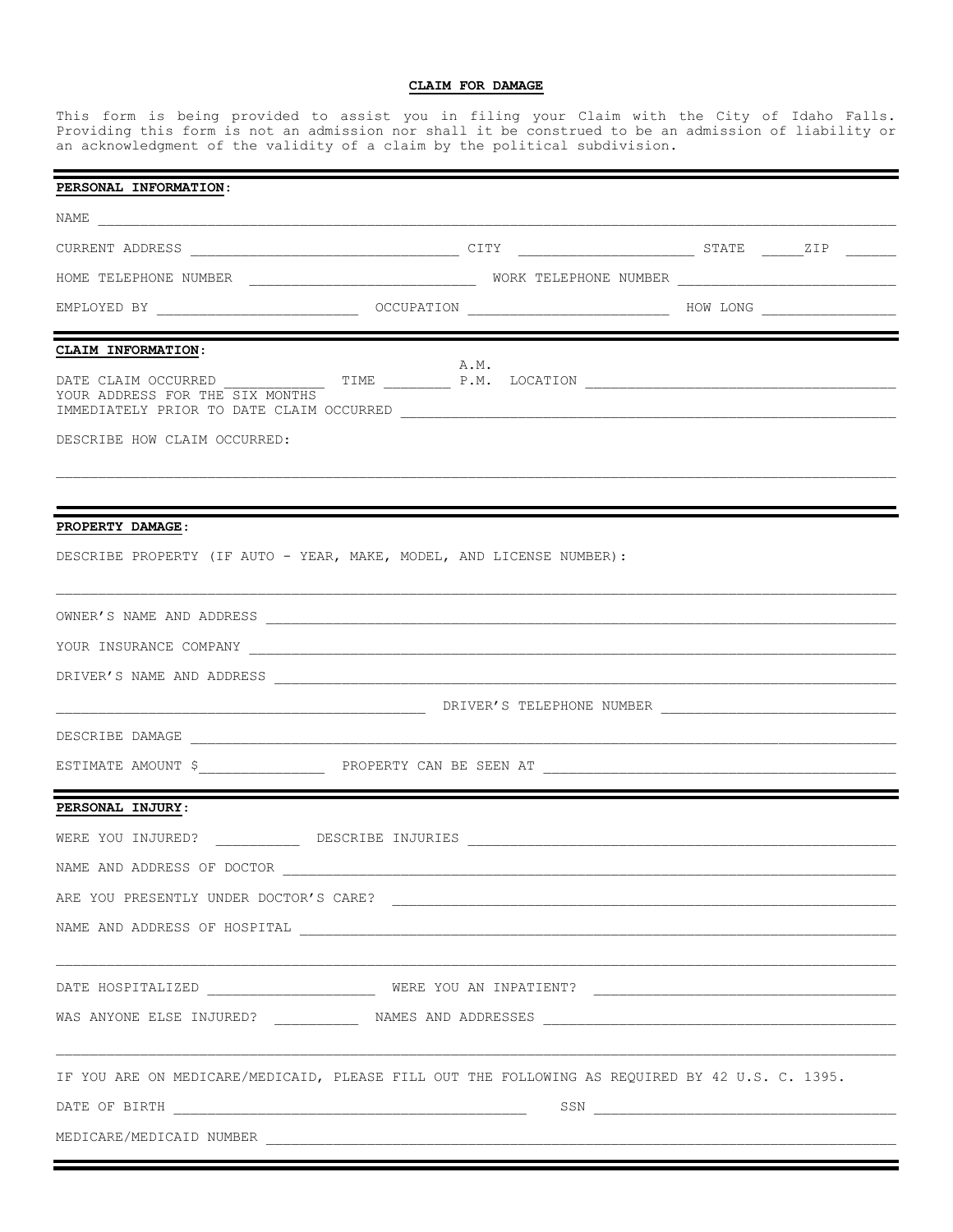# CLAIM FOR DAMAGE

This form is being provided to assist you in filing your Claim with the City of Idaho Falls. Providing this form is not an admission nor shall it be construed to be an admission of liability or an acknowledgment of the validity of a claim by the political subdivision.

---

**PERSONAL INFORMATION:**

NAME ____________________________________________

CURRENT ADDRESS ____________________ CITY ____________________ STATE _____ ZIP ______

HOME TELEPHONE NUMBER ____________________ WORK TELEPHONE NUMBER ____________________

EMPLOYED BY ____________________ OCCUPATION ____________________ HOW LONG ____________

---

**CLAIM INFORMATION:**

DATE CLAIM OCCURRED ____________ TIME ________ A.M. P.M. LOCATION ____________________

YOUR ADDRESS FOR THE SIX MONTHS IMMEDIATELY PRIOR TO DATE CLAIM OCCURRED ____________________

DESCRIBE HOW CLAIM OCCURRED:

____________________________________________

---

**PROPERTY DAMAGE:**

DESCRIBE PROPERTY (IF AUTO - YEAR, MAKE, MODEL, AND LICENSE NUMBER):

____________________________________________

OWNER'S NAME AND ADDRESS ____________________________________________

YOUR INSURANCE COMPANY ____________________________________________

DRIVER'S NAME AND ADDRESS ____________________________________________

____________________ DRIVER'S TELEPHONE NUMBER ____________________

DESCRIBE DAMAGE ____________________________________________

ESTIMATE AMOUNT $______________ PROPERTY CAN BE SEEN AT ____________________

---

**PERSONAL INJURY:**

WERE YOU INJURED? __________ DESCRIBE INJURIES ____________________

NAME AND ADDRESS OF DOCTOR ____________________________________________

ARE YOU PRESENTLY UNDER DOCTOR'S CARE? ____________________

NAME AND ADDRESS OF HOSPITAL ____________________________________________

____________________________________________

DATE HOSPITALIZED ____________________ WERE YOU AN INPATIENT? ____________________

WAS ANYONE ELSE INJURED? __________ NAMES AND ADDRESSES ____________________

____________________________________________

IF YOU ARE ON MEDICARE/MEDICAID, PLEASE FILL OUT THE FOLLOWING AS REQUIRED BY 42 U.S. C. 1395.

DATE OF BIRTH ____________________ SSN ____________________

MEDICARE/MEDICAID NUMBER ____________________________________________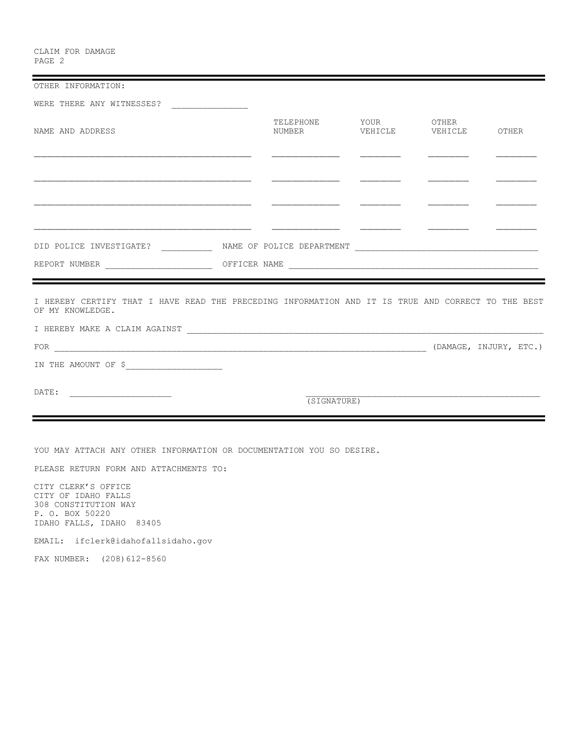OTHER INFORMATION:

WERE THERE ANY WITNESSES? _______________

| NAME AND ADDRESS | TELEPHONE NUMBER | YOUR VEHICLE | OTHER VEHICLE | OTHER |
|---|---|---|---|---|
| | | | | |
| | | | | |
| | | | | |
| | | | | |

DID POLICE INVESTIGATE? __________ NAME OF POLICE DEPARTMENT _____________________________________

REPORT NUMBER _____________________ OFFICER NAME __________________________________________________

---

I HEREBY CERTIFY THAT I HAVE READ THE PRECEDING INFORMATION AND IT IS TRUE AND CORRECT TO THE BEST OF MY KNOWLEDGE.

I HEREBY MAKE A CLAIM AGAINST ____________________________________________________________________________

FOR _____________________________________________________________________________ (DAMAGE, INJURY, ETC.)

IN THE AMOUNT OF $____________________

DATE: ____________________ _______________________________________________

(SIGNATURE)

---

YOU MAY ATTACH ANY OTHER INFORMATION OR DOCUMENTATION YOU SO DESIRE.

PLEASE RETURN FORM AND ATTACHMENTS TO:

CITY CLERK'S OFFICE
CITY OF IDAHO FALLS
308 CONSTITUTION WAY
P. O. BOX 50220
IDAHO FALLS, IDAHO 83405

EMAIL: ifclerk@idahofallsidaho.gov

FAX NUMBER: (208)612-8560